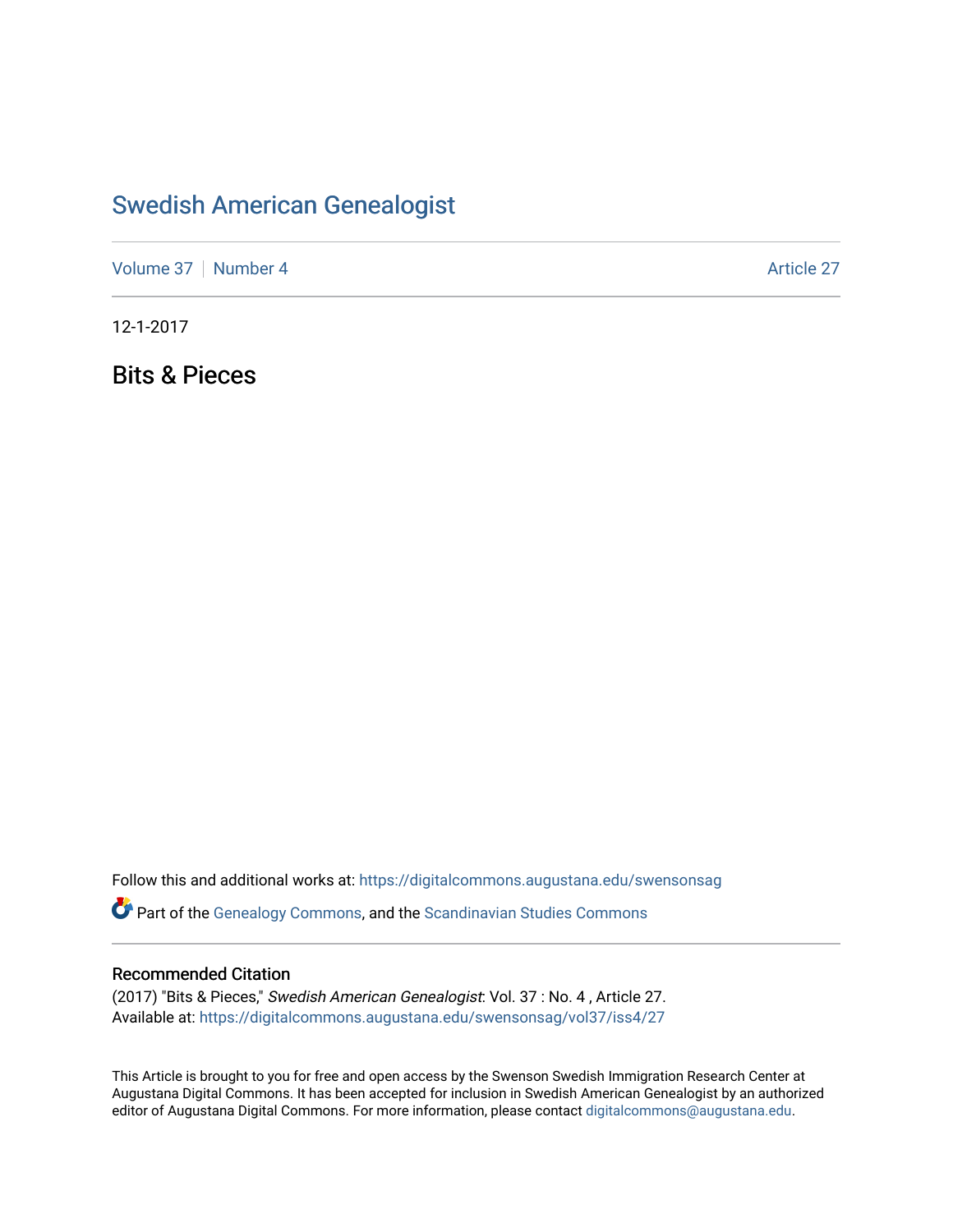# Swedish American Genealogist

Volume 37 | Number 4 Article 27

12-1-2017

## Bits & Pieces

Follow this and additional works at: https://digitalcommons.augustana.edu/swensonsag

Part of the Genealogy Commons, and the Scandinavian Studies Commons

### Recommended Citation

(2017) "Bits & Pieces," *Swedish American Genealogist*: Vol. 37 : No. 4 , Article 27.
Available at: https://digitalcommons.augustana.edu/swensonsag/vol37/iss4/27

This Article is brought to you for free and open access by the Swenson Swedish Immigration Research Center at Augustana Digital Commons. It has been accepted for inclusion in Swedish American Genealogist by an authorized editor of Augustana Digital Commons. For more information, please contact digitalcommons@augustana.edu.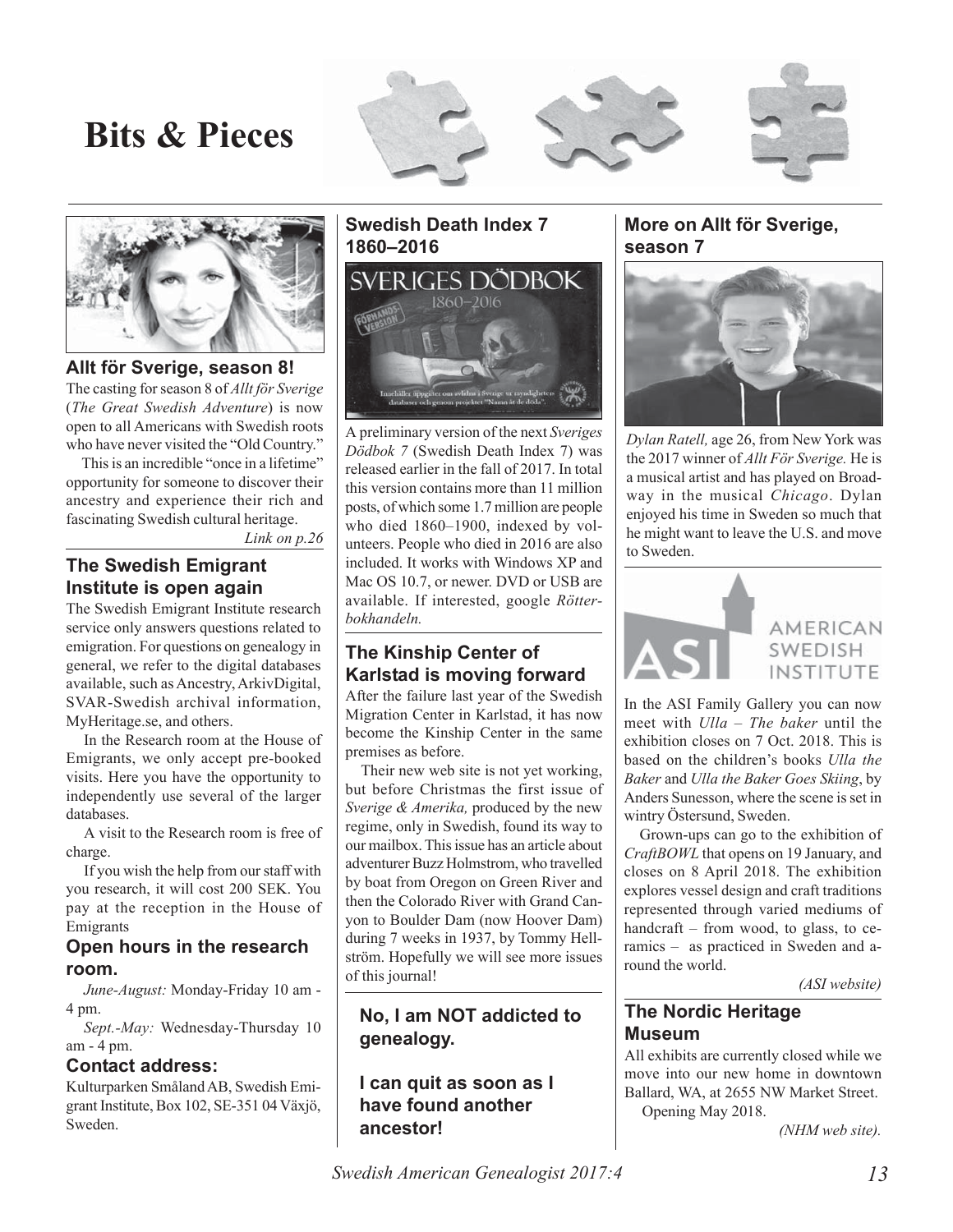# Bits & Pieces

## Allt för Sverige, season 8!

The casting for season 8 of *Allt för Sverige* (*The Great Swedish Adventure*) is now open to all Americans with Swedish roots who have never visited the "Old Country."

This is an incredible "once in a lifetime" opportunity for someone to discover their ancestry and experience their rich and fascinating Swedish cultural heritage.

*Link on p.26*

## The Swedish Emigrant Institute is open again

The Swedish Emigrant Institute research service only answers questions related to emigration. For questions on genealogy in general, we refer to the digital databases available, such as Ancestry, ArkivDigital, SVAR-Swedish archival information, MyHeritage.se, and others.

In the Research room at the House of Emigrants, we only accept pre-booked visits. Here you have the opportunity to independently use several of the larger databases.

A visit to the Research room is free of charge.

If you wish the help from our staff with you research, it will cost 200 SEK. You pay at the reception in the House of Emigrants

### Open hours in the research room.

*June-August:* Monday-Friday 10 am - 4 pm.

*Sept.-May:* Wednesday-Thursday 10 am - 4 pm.

### Contact address:

Kulturparken Småland AB, Swedish Emigrant Institute, Box 102, SE-351 04 Växjö, Sweden.

## Swedish Death Index 7 1860–2016

A preliminary version of the next *Sveriges Dödbok 7* (Swedish Death Index 7) was released earlier in the fall of 2017. In total this version contains more than 11 million posts, of which some 1.7 million are people who died 1860–1900, indexed by volunteers. People who died in 2016 are also included. It works with Windows XP and Mac OS 10.7, or newer. DVD or USB are available. If interested, google *Rötterbokhandeln.*

## The Kinship Center of Karlstad is moving forward

After the failure last year of the Swedish Migration Center in Karlstad, it has now become the Kinship Center in the same premises as before.

Their new web site is not yet working, but before Christmas the first issue of *Sverige & Amerika,* produced by the new regime, only in Swedish, found its way to our mailbox. This issue has an article about adventurer Buzz Holmstrom, who travelled by boat from Oregon on Green River and then the Colorado River with Grand Canyon to Boulder Dam (now Hoover Dam) during 7 weeks in 1937, by Tommy Hellström. Hopefully we will see more issues of this journal!

**No, I am NOT addicted to genealogy.**

**I can quit as soon as I have found another ancestor!**

## More on Allt för Sverige, season 7

*Dylan Ratell,* age 26, from New York was the 2017 winner of *Allt För Sverige.* He is a musical artist and has played on Broadway in the musical *Chicago*. Dylan enjoyed his time in Sweden so much that he might want to leave the U.S. and move to Sweden.

In the ASI Family Gallery you can now meet with *Ulla – The baker* until the exhibition closes on 7 Oct. 2018. This is based on the children's books *Ulla the Baker* and *Ulla the Baker Goes Skiing*, by Anders Sunesson, where the scene is set in wintry Östersund, Sweden.

Grown-ups can go to the exhibition of *CraftBOWL* that opens on 19 January, and closes on 8 April 2018. The exhibition explores vessel design and craft traditions represented through varied mediums of handcraft – from wood, to glass, to ceramics – as practiced in Sweden and around the world.

*(ASI website)*

## The Nordic Heritage Museum

All exhibits are currently closed while we move into our new home in downtown Ballard, WA, at 2655 NW Market Street.

Opening May 2018.

*(NHM web site).*